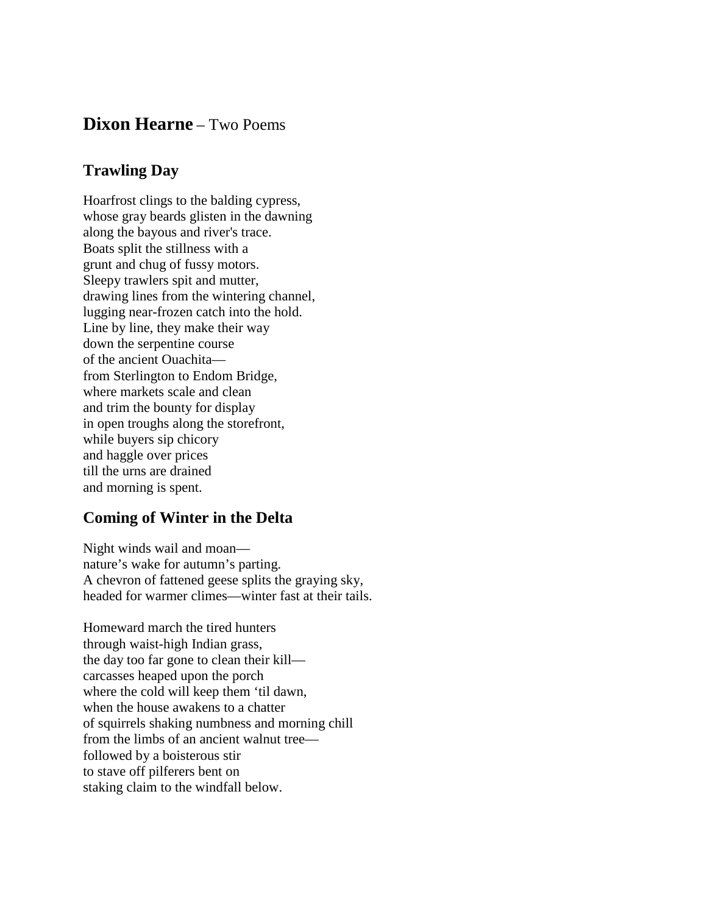# **Dixon Hearne** – Two Poems

## Trawling Day

Hoarfrost clings to the balding cypress,  
whose gray beards glisten in the dawning  
along the bayous and river's trace.  
Boats split the stillness with a  
grunt and chug of fussy motors.  
Sleepy trawlers spit and mutter,  
drawing lines from the wintering channel,  
lugging near-frozen catch into the hold.  
Line by line, they make their way  
down the serpentine course  
of the ancient Ouachita—  
from Sterlington to Endom Bridge,  
where markets scale and clean  
and trim the bounty for display  
in open troughs along the storefront,  
while buyers sip chicory  
and haggle over prices  
till the urns are drained  
and morning is spent.

## Coming of Winter in the Delta

Night winds wail and moan—  
nature's wake for autumn's parting.  
A chevron of fattened geese splits the graying sky,  
headed for warmer climes—winter fast at their tails.

Homeward march the tired hunters  
through waist-high Indian grass,  
the day too far gone to clean their kill—  
carcasses heaped upon the porch  
where the cold will keep them 'til dawn,  
when the house awakens to a chatter  
of squirrels shaking numbness and morning chill  
from the limbs of an ancient walnut tree—  
followed by a boisterous stir  
to stave off pilferers bent on  
staking claim to the windfall below.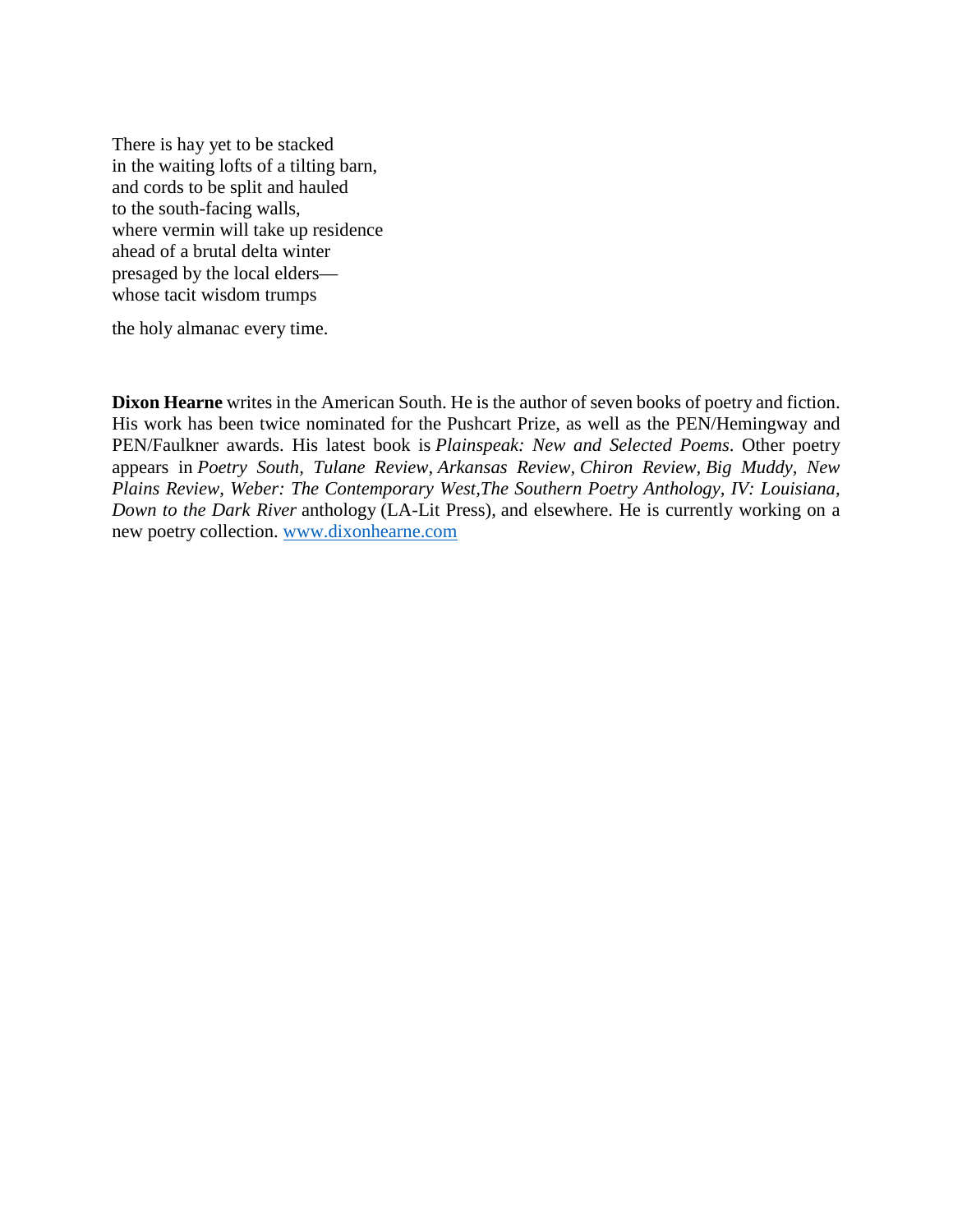There is hay yet to be stacked  
in the waiting lofts of a tilting barn,  
and cords to be split and hauled  
to the south-facing walls,  
where vermin will take up residence  
ahead of a brutal delta winter  
presaged by the local elders—  
whose tacit wisdom trumps

the holy almanac every time.

**Dixon Hearne** writes in the American South. He is the author of seven books of poetry and fiction. His work has been twice nominated for the Pushcart Prize, as well as the PEN/Hemingway and PEN/Faulkner awards. His latest book is *Plainspeak: New and Selected Poems*. Other poetry appears in *Poetry South*, *Tulane Review*, *Arkansas Review*, *Chiron Review*, *Big Muddy*, *New Plains Review*, *Weber: The Contemporary West*,*The Southern Poetry Anthology*, *IV: Louisiana*, *Down to the Dark River* anthology (LA-Lit Press), and elsewhere. He is currently working on a new poetry collection. www.dixonhearne.com